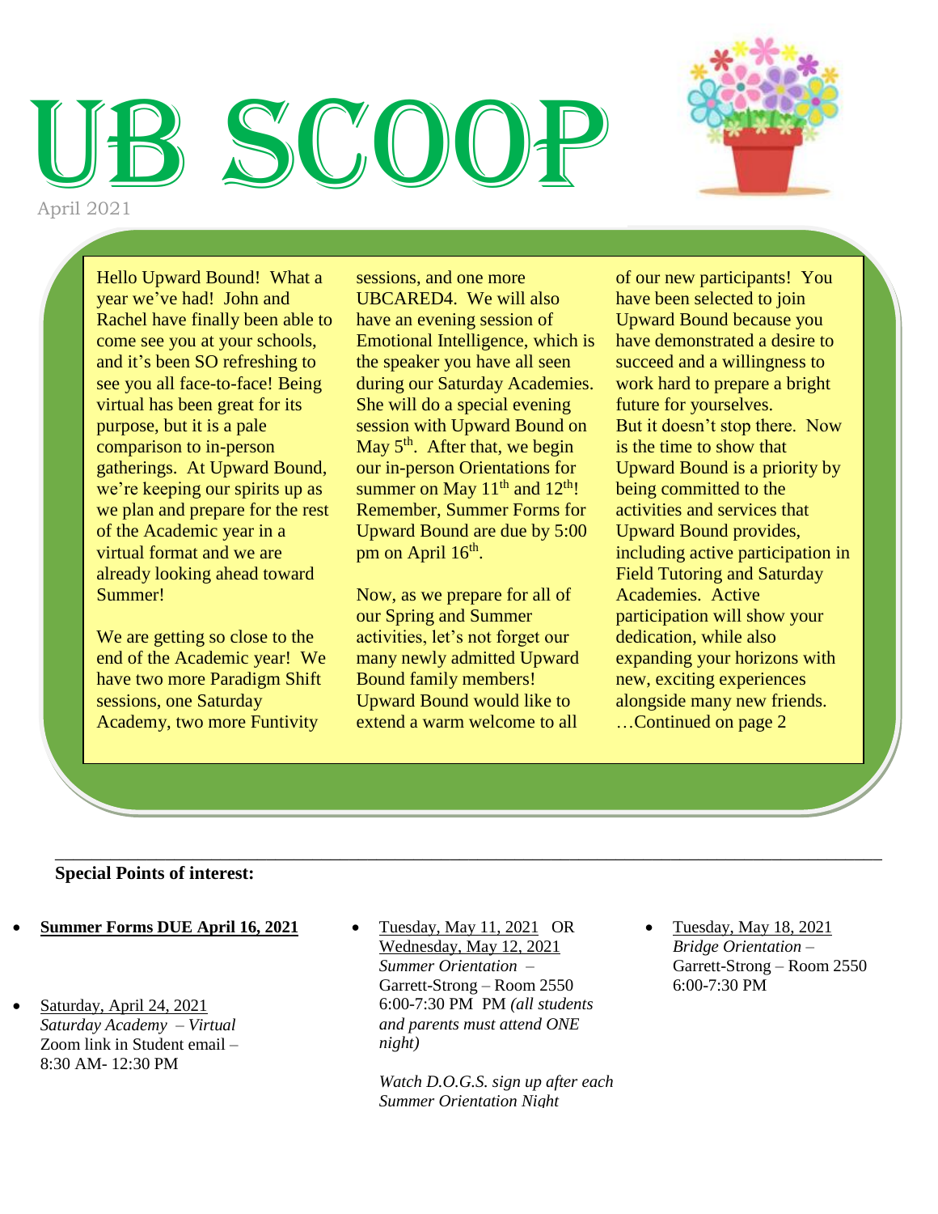# UB SCOOP

April 2021

Hello Upward Bound! What a year we've had! John and Rachel have finally been able to come see you at your schools, and it's been SO refreshing to see you all face-to-face! Being virtual has been great for its purpose, but it is a pale comparison to in-person gatherings. At Upward Bound, we're keeping our spirits up as we plan and prepare for the rest of the Academic year in a virtual format and we are already looking ahead toward Summer!

We are getting so close to the end of the Academic year! We have two more Paradigm Shift sessions, one Saturday Academy, two more Funtivity sessions, and one more UBCARED4. We will also have an evening session of Emotional Intelligence, which is the speaker you have all seen during our Saturday Academies. She will do a special evening session with Upward Bound on May 5th. After that, we begin our in-person Orientations for summer on May 11th and 12th! Remember, Summer Forms for Upward Bound are due by 5:00 pm on April 16th.

Now, as we prepare for all of our Spring and Summer activities, let's not forget our many newly admitted Upward Bound family members! Upward Bound would like to extend a warm welcome to all of our new participants! You have been selected to join Upward Bound because you have demonstrated a desire to succeed and a willingness to work hard to prepare a bright future for yourselves.

But it doesn't stop there. Now is the time to show that Upward Bound is a priority by being committed to the activities and services that Upward Bound provides, including active participation in Field Tutoring and Saturday Academies. Active participation will show your dedication, while also expanding your horizons with new, exciting experiences alongside many new friends.

…Continued on page 2

---

**Special Points of interest:**

- **Summer Forms DUE April 16, 2021**
- Saturday, April 24, 2021
  *Saturday Academy – Virtual*
  Zoom link in Student email – 8:30 AM- 12:30 PM
- Tuesday, May 11, 2021 OR Wednesday, May 12, 2021
  *Summer Orientation –*
  Garrett-Strong – Room 2550
  6:00-7:30 PM PM *(all students and parents must attend ONE night)*

  *Watch D.O.G.S. sign up after each Summer Orientation Night*
- Tuesday, May 18, 2021
  *Bridge Orientation –*
  Garrett-Strong – Room 2550
  6:00-7:30 PM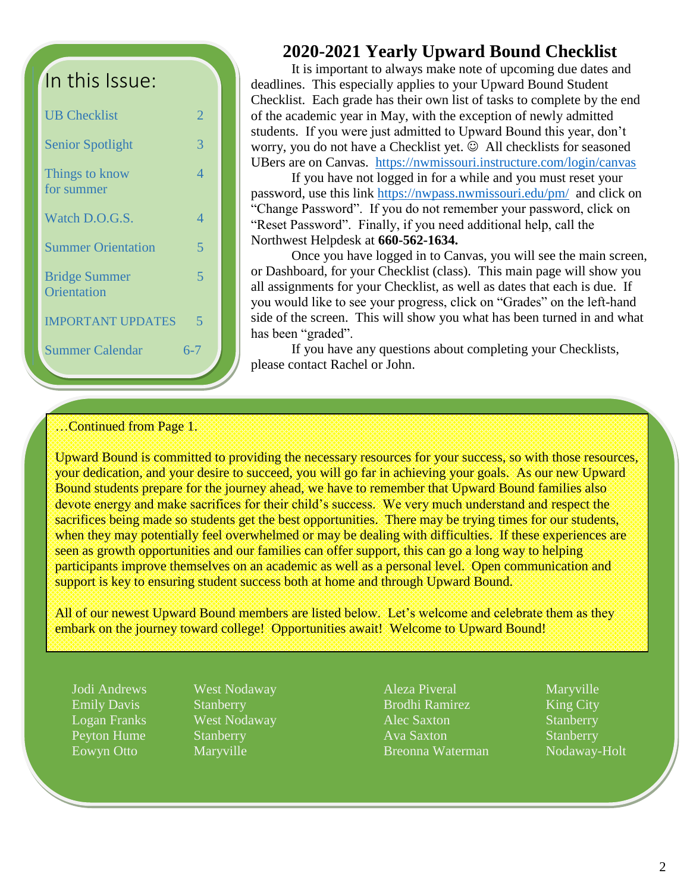## In this Issue:

| | |
|---|---|
| UB Checklist | 2 |
| Senior Spotlight | 3 |
| Things to know for summer | 4 |
| Watch D.O.G.S. | 4 |
| Summer Orientation | 5 |
| Bridge Summer Orientation | 5 |
| IMPORTANT UPDATES | 5 |
| Summer Calendar | 6-7 |

# 2020-2021 Yearly Upward Bound Checklist

It is important to always make note of upcoming due dates and deadlines. This especially applies to your Upward Bound Student Checklist. Each grade has their own list of tasks to complete by the end of the academic year in May, with the exception of newly admitted students. If you were just admitted to Upward Bound this year, don't worry, you do not have a Checklist yet. ☺ All checklists for seasoned UBers are on Canvas. https://nwmissouri.instructure.com/login/canvas

If you have not logged in for a while and you must reset your password, use this link https://nwpass.nwmissouri.edu/pm/ and click on "Change Password". If you do not remember your password, click on "Reset Password". Finally, if you need additional help, call the Northwest Helpdesk at **660-562-1634.**

Once you have logged in to Canvas, you will see the main screen, or Dashboard, for your Checklist (class). This main page will show you all assignments for your Checklist, as well as dates that each is due. If you would like to see your progress, click on "Grades" on the left-hand side of the screen. This will show you what has been turned in and what has been "graded".

If you have any questions about completing your Checklists, please contact Rachel or John.

…Continued from Page 1.

Upward Bound is committed to providing the necessary resources for your success, so with those resources, your dedication, and your desire to succeed, you will go far in achieving your goals. As our new Upward Bound students prepare for the journey ahead, we have to remember that Upward Bound families also devote energy and make sacrifices for their child's success. We very much understand and respect the sacrifices being made so students get the best opportunities. There may be trying times for our students, when they may potentially feel overwhelmed or may be dealing with difficulties. If these experiences are seen as growth opportunities and our families can offer support, this can go a long way to helping participants improve themselves on an academic as well as a personal level. Open communication and support is key to ensuring student success both at home and through Upward Bound.

All of our newest Upward Bound members are listed below. Let's welcome and celebrate them as they embark on the journey toward college! Opportunities await! Welcome to Upward Bound!

| | | | |
|---|---|---|---|
| Jodi Andrews | West Nodaway | Aleza Piveral | Maryville |
| Emily Davis | Stanberry | Brodhi Ramirez | King City |
| Logan Franks | West Nodaway | Alec Saxton | Stanberry |
| Peyton Hume | Stanberry | Ava Saxton | Stanberry |
| Eowyn Otto | Maryville | Breonna Waterman | Nodaway-Holt |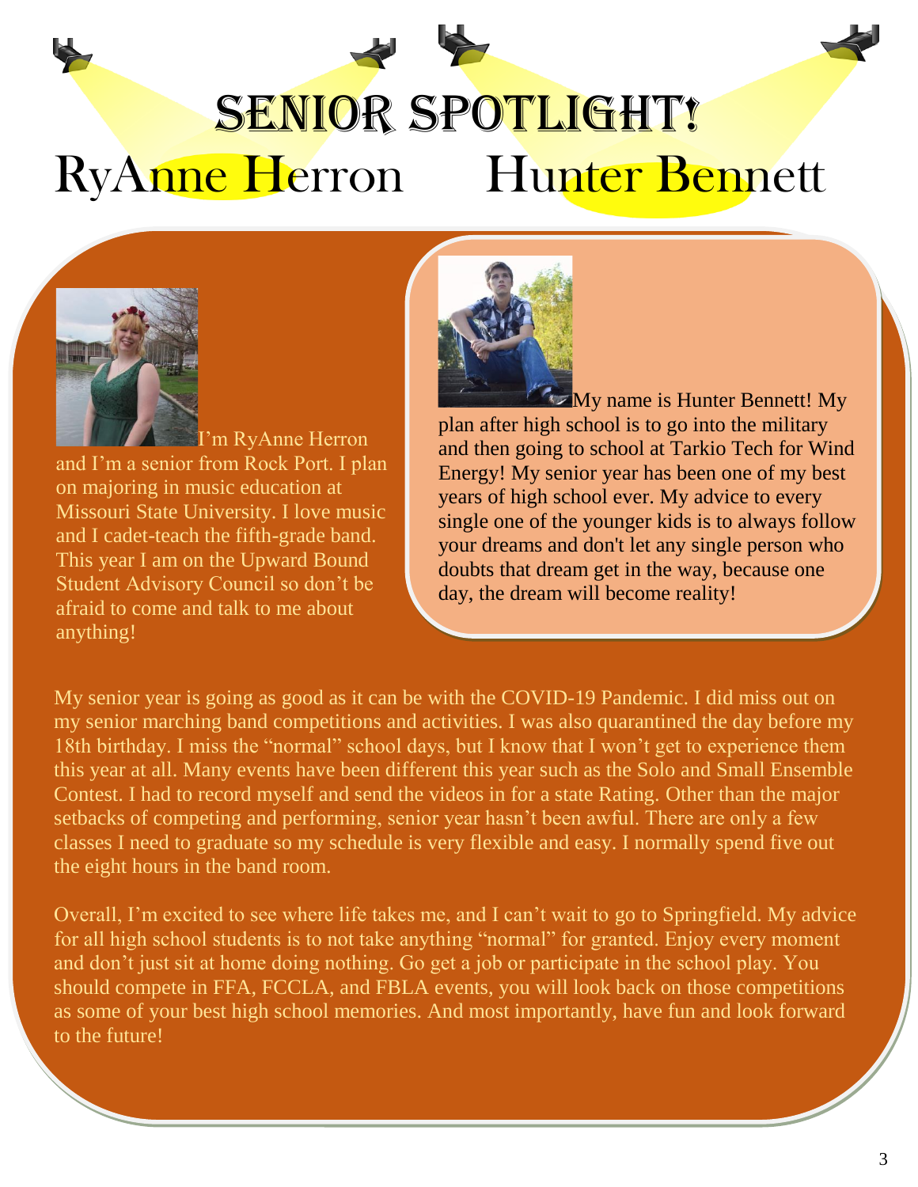# Senior Spotlight!

## RyAnne Herron

I'm RyAnne Herron and I'm a senior from Rock Port. I plan on majoring in music education at Missouri State University. I love music and I cadet-teach the fifth-grade band. This year I am on the Upward Bound Student Advisory Council so don't be afraid to come and talk to me about anything!

My senior year is going as good as it can be with the COVID-19 Pandemic. I did miss out on my senior marching band competitions and activities. I was also quarantined the day before my 18th birthday. I miss the "normal" school days, but I know that I won't get to experience them this year at all. Many events have been different this year such as the Solo and Small Ensemble Contest. I had to record myself and send the videos in for a state Rating. Other than the major setbacks of competing and performing, senior year hasn't been awful. There are only a few classes I need to graduate so my schedule is very flexible and easy. I normally spend five out the eight hours in the band room.

Overall, I'm excited to see where life takes me, and I can't wait to go to Springfield. My advice for all high school students is to not take anything "normal" for granted. Enjoy every moment and don't just sit at home doing nothing. Go get a job or participate in the school play. You should compete in FFA, FCCLA, and FBLA events, you will look back on those competitions as some of your best high school memories. And most importantly, have fun and look forward to the future!

## Hunter Bennett

My name is Hunter Bennett! My plan after high school is to go into the military and then going to school at Tarkio Tech for Wind Energy! My senior year has been one of my best years of high school ever. My advice to every single one of the younger kids is to always follow your dreams and don't let any single person who doubts that dream get in the way, because one day, the dream will become reality!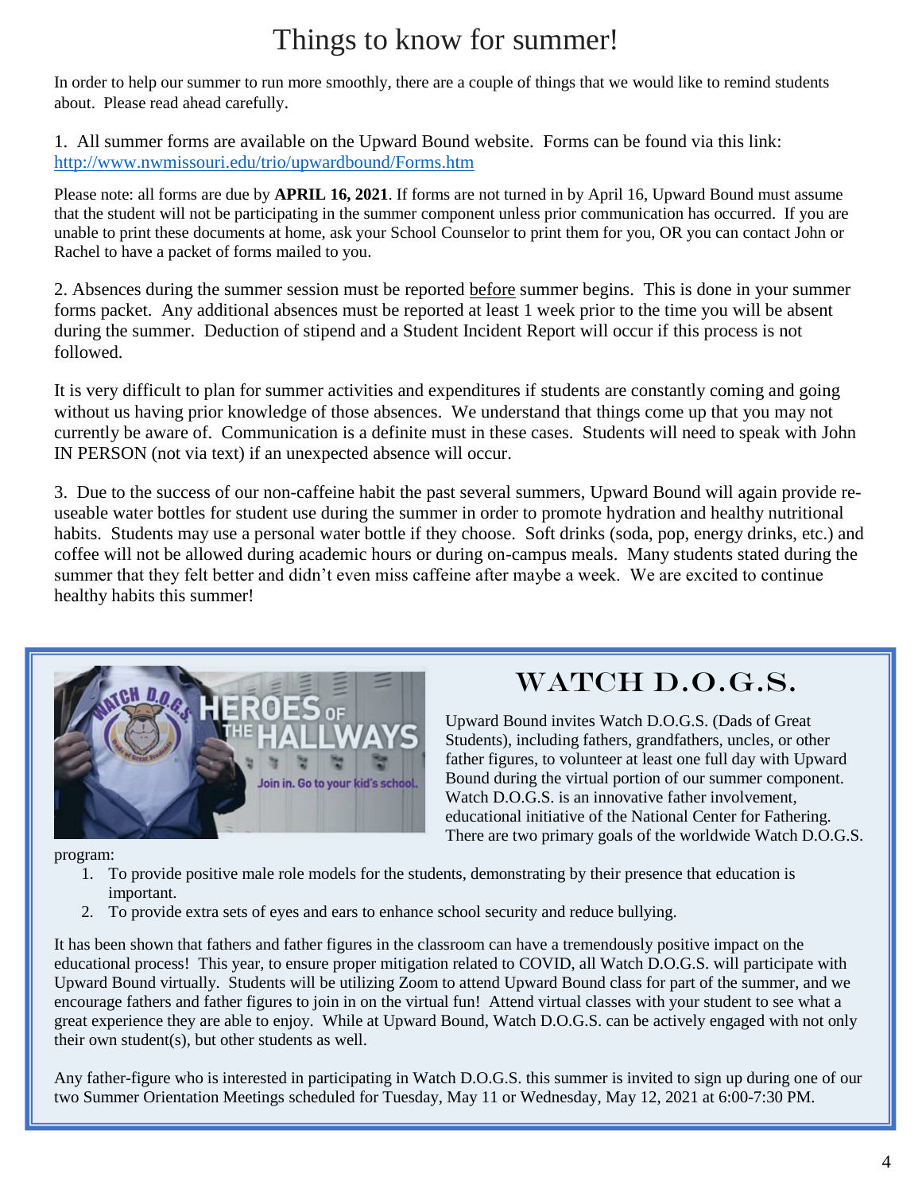# Things to know for summer!

In order to help our summer to run more smoothly, there are a couple of things that we would like to remind students about. Please read ahead carefully.

1. All summer forms are available on the Upward Bound website. Forms can be found via this link: [http://www.nwmissouri.edu/trio/upwardbound/Forms.htm](http://www.nwmissouri.edu/trio/upwardbound/Forms.htm)

Please note: all forms are due by **APRIL 16, 2021**. If forms are not turned in by April 16, Upward Bound must assume that the student will not be participating in the summer component unless prior communication has occurred. If you are unable to print these documents at home, ask your School Counselor to print them for you, OR you can contact John or Rachel to have a packet of forms mailed to you.

2. Absences during the summer session must be reported before summer begins. This is done in your summer forms packet. Any additional absences must be reported at least 1 week prior to the time you will be absent during the summer. Deduction of stipend and a Student Incident Report will occur if this process is not followed.

It is very difficult to plan for summer activities and expenditures if students are constantly coming and going without us having prior knowledge of those absences. We understand that things come up that you may not currently be aware of. Communication is a definite must in these cases. Students will need to speak with John IN PERSON (not via text) if an unexpected absence will occur.

3. Due to the success of our non-caffeine habit the past several summers, Upward Bound will again provide re-useable water bottles for student use during the summer in order to promote hydration and healthy nutritional habits. Students may use a personal water bottle if they choose. Soft drinks (soda, pop, energy drinks, etc.) and coffee will not be allowed during academic hours or during on-campus meals. Many students stated during the summer that they felt better and didn't even miss caffeine after maybe a week. We are excited to continue healthy habits this summer!

## WATCH D.O.G.S.

Upward Bound invites Watch D.O.G.S. (Dads of Great Students), including fathers, grandfathers, uncles, or other father figures, to volunteer at least one full day with Upward Bound during the virtual portion of our summer component. Watch D.O.G.S. is an innovative father involvement, educational initiative of the National Center for Fathering. There are two primary goals of the worldwide Watch D.O.G.S. program:

1. To provide positive male role models for the students, demonstrating by their presence that education is important.
2. To provide extra sets of eyes and ears to enhance school security and reduce bullying.

It has been shown that fathers and father figures in the classroom can have a tremendously positive impact on the educational process! This year, to ensure proper mitigation related to COVID, all Watch D.O.G.S. will participate with Upward Bound virtually. Students will be utilizing Zoom to attend Upward Bound class for part of the summer, and we encourage fathers and father figures to join in on the virtual fun! Attend virtual classes with your student to see what a great experience they are able to enjoy. While at Upward Bound, Watch D.O.G.S. can be actively engaged with not only their own student(s), but other students as well.

Any father-figure who is interested in participating in Watch D.O.G.S. this summer is invited to sign up during one of our two Summer Orientation Meetings scheduled for Tuesday, May 11 or Wednesday, May 12, 2021 at 6:00-7:30 PM.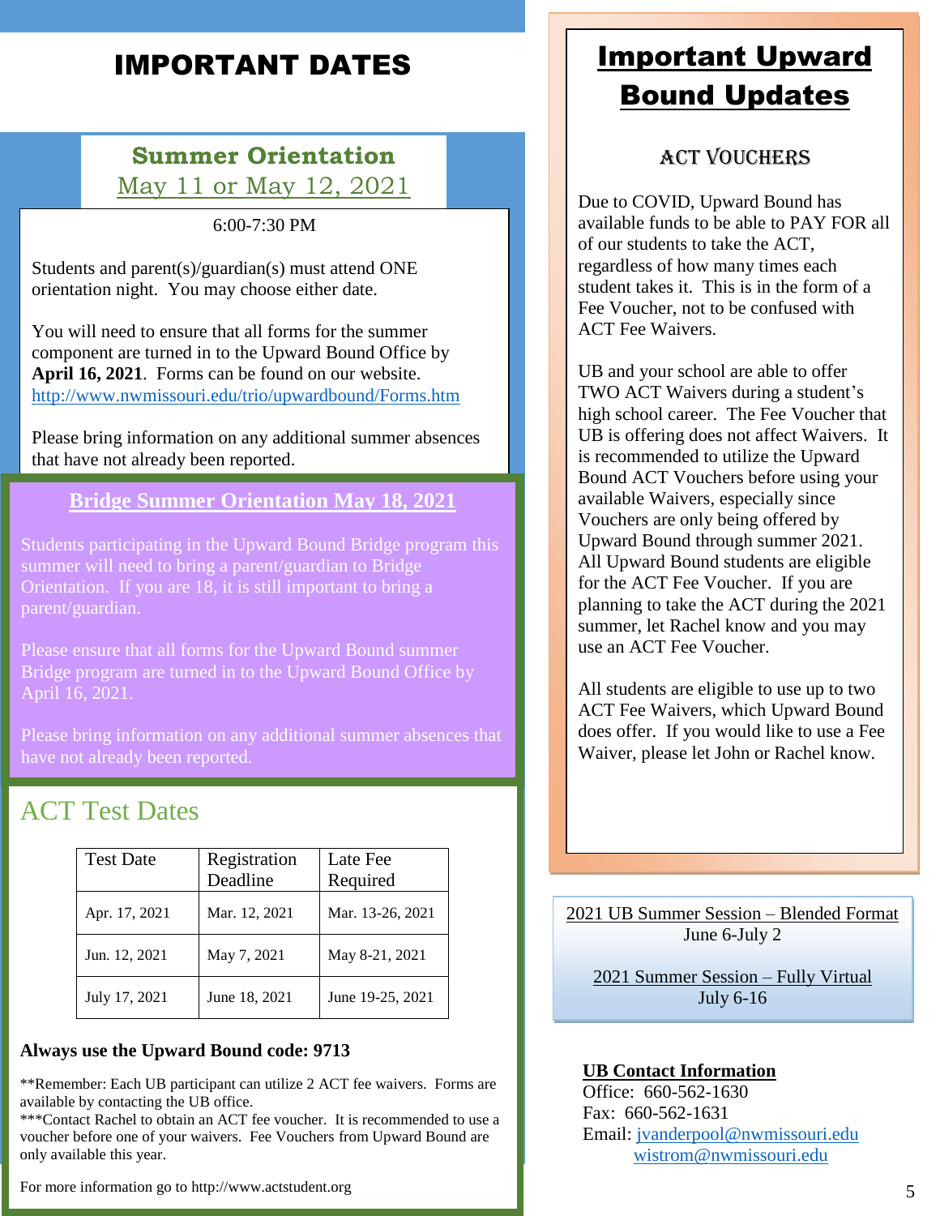# IMPORTANT DATES

## Summer Orientation

May 11 or May 12, 2021

6:00-7:30 PM

Students and parent(s)/guardian(s) must attend ONE orientation night. You may choose either date.

You will need to ensure that all forms for the summer component are turned in to the Upward Bound Office by **April 16, 2021**. Forms can be found on our website. http://www.nwmissouri.edu/trio/upwardbound/Forms.htm

Please bring information on any additional summer absences that have not already been reported.

## Bridge Summer Orientation May 18, 2021

Students participating in the Upward Bound Bridge program this summer will need to bring a parent/guardian to Bridge Orientation. If you are 18, it is still important to bring a parent/guardian.

Please ensure that all forms for the Upward Bound summer Bridge program are turned in to the Upward Bound Office by April 16, 2021.

Please bring information on any additional summer absences that have not already been reported.

## ACT Test Dates

| Test Date | Registration Deadline | Late Fee Required |
|---|---|---|
| Apr. 17, 2021 | Mar. 12, 2021 | Mar. 13-26, 2021 |
| Jun. 12, 2021 | May 7, 2021 | May 8-21, 2021 |
| July 17, 2021 | June 18, 2021 | June 19-25, 2021 |

**Always use the Upward Bound code: 9713**

**Remember: Each UB participant can utilize 2 ACT fee waivers. Forms are available by contacting the UB office.

***Contact Rachel to obtain an ACT fee voucher. It is recommended to use a voucher before one of your waivers. Fee Vouchers from Upward Bound are only available this year.

For more information go to http://www.actstudent.org

# Important Upward Bound Updates

## ACT Vouchers

Due to COVID, Upward Bound has available funds to be able to PAY FOR all of our students to take the ACT, regardless of how many times each student takes it. This is in the form of a Fee Voucher, not to be confused with ACT Fee Waivers.

UB and your school are able to offer TWO ACT Waivers during a student's high school career. The Fee Voucher that UB is offering does not affect Waivers. It is recommended to utilize the Upward Bound ACT Vouchers before using your available Waivers, especially since Vouchers are only being offered by Upward Bound through summer 2021. All Upward Bound students are eligible for the ACT Fee Voucher. If you are planning to take the ACT during the 2021 summer, let Rachel know and you may use an ACT Fee Voucher.

All students are eligible to use up to two ACT Fee Waivers, which Upward Bound does offer. If you would like to use a Fee Waiver, please let John or Rachel know.

2021 UB Summer Session – Blended Format
June 6-July 2

2021 Summer Session – Fully Virtual
July 6-16

**UB Contact Information**

Office: 660-562-1630
Fax: 660-562-1631
Email: jvanderpool@nwmissouri.edu
wistrom@nwmissouri.edu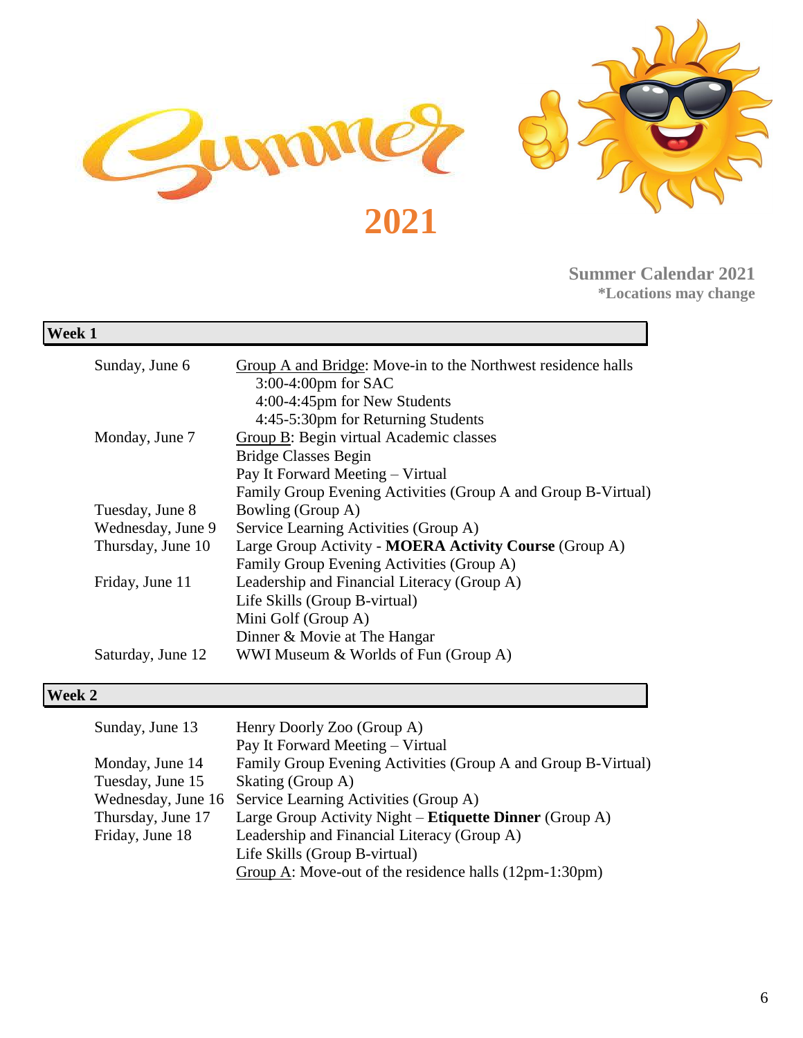# Summer 2021

**Summer Calendar 2021**
***Locations may change**

## Week 1

| | |
|---|---|
| Sunday, June 6 | Group A and Bridge: Move-in to the Northwest residence halls<br>3:00-4:00pm for SAC<br>4:00-4:45pm for New Students<br>4:45-5:30pm for Returning Students |
| Monday, June 7 | Group B: Begin virtual Academic classes<br>Bridge Classes Begin<br>Pay It Forward Meeting – Virtual<br>Family Group Evening Activities (Group A and Group B-Virtual) |
| Tuesday, June 8 | Bowling (Group A) |
| Wednesday, June 9 | Service Learning Activities (Group A) |
| Thursday, June 10 | Large Group Activity - **MOERA Activity Course** (Group A)<br>Family Group Evening Activities (Group A) |
| Friday, June 11 | Leadership and Financial Literacy (Group A)<br>Life Skills (Group B-virtual)<br>Mini Golf (Group A)<br>Dinner & Movie at The Hangar |
| Saturday, June 12 | WWI Museum & Worlds of Fun (Group A) |

## Week 2

| | |
|---|---|
| Sunday, June 13 | Henry Doorly Zoo (Group A)<br>Pay It Forward Meeting – Virtual |
| Monday, June 14 | Family Group Evening Activities (Group A and Group B-Virtual) |
| Tuesday, June 15 | Skating (Group A) |
| Wednesday, June 16 | Service Learning Activities (Group A) |
| Thursday, June 17 | Large Group Activity Night – **Etiquette Dinner** (Group A) |
| Friday, June 18 | Leadership and Financial Literacy (Group A)<br>Life Skills (Group B-virtual)<br>Group A: Move-out of the residence halls (12pm-1:30pm) |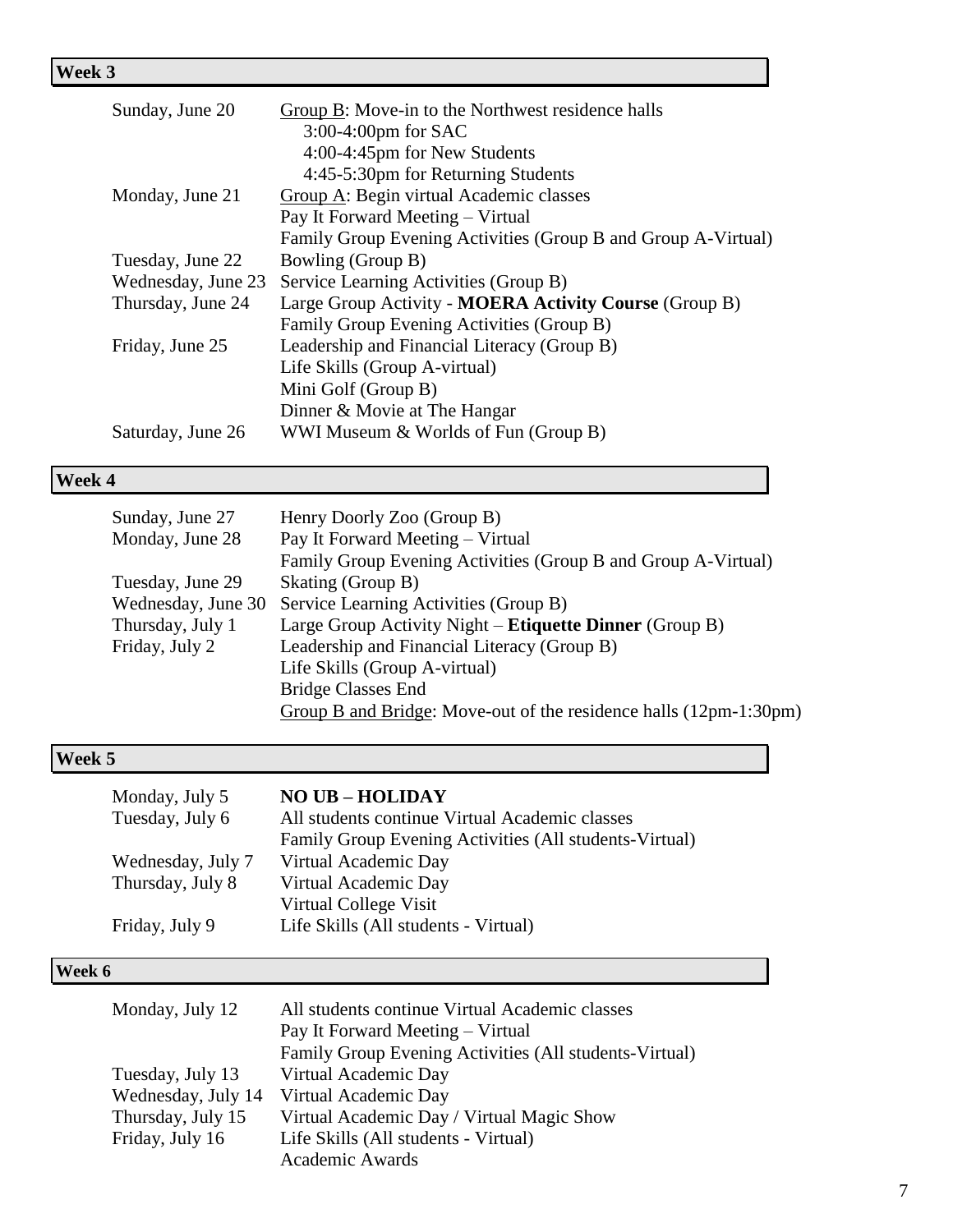## Week 3

| | |
|---|---|
| Sunday, June 20 | Group B: Move-in to the Northwest residence halls<br>3:00-4:00pm for SAC<br>4:00-4:45pm for New Students<br>4:45-5:30pm for Returning Students |
| Monday, June 21 | Group A: Begin virtual Academic classes<br>Pay It Forward Meeting – Virtual<br>Family Group Evening Activities (Group B and Group A-Virtual) |
| Tuesday, June 22 | Bowling (Group B) |
| Wednesday, June 23 | Service Learning Activities (Group B) |
| Thursday, June 24 | Large Group Activity - **MOERA Activity Course** (Group B)<br>Family Group Evening Activities (Group B) |
| Friday, June 25 | Leadership and Financial Literacy (Group B)<br>Life Skills (Group A-virtual)<br>Mini Golf (Group B)<br>Dinner & Movie at The Hangar |
| Saturday, June 26 | WWI Museum & Worlds of Fun (Group B) |

## Week 4

| | |
|---|---|
| Sunday, June 27 | Henry Doorly Zoo (Group B) |
| Monday, June 28 | Pay It Forward Meeting – Virtual<br>Family Group Evening Activities (Group B and Group A-Virtual) |
| Tuesday, June 29 | Skating (Group B) |
| Wednesday, June 30 | Service Learning Activities (Group B) |
| Thursday, July 1 | Large Group Activity Night – **Etiquette Dinner** (Group B) |
| Friday, July 2 | Leadership and Financial Literacy (Group B)<br>Life Skills (Group A-virtual)<br>Bridge Classes End<br>Group B and Bridge: Move-out of the residence halls (12pm-1:30pm) |

## Week 5

| | |
|---|---|
| Monday, July 5 | **NO UB – HOLIDAY** |
| Tuesday, July 6 | All students continue Virtual Academic classes<br>Family Group Evening Activities (All students-Virtual) |
| Wednesday, July 7 | Virtual Academic Day |
| Thursday, July 8 | Virtual Academic Day<br>Virtual College Visit |
| Friday, July 9 | Life Skills (All students - Virtual) |

## Week 6

| | |
|---|---|
| Monday, July 12 | All students continue Virtual Academic classes<br>Pay It Forward Meeting – Virtual<br>Family Group Evening Activities (All students-Virtual) |
| Tuesday, July 13 | Virtual Academic Day |
| Wednesday, July 14 | Virtual Academic Day |
| Thursday, July 15 | Virtual Academic Day / Virtual Magic Show |
| Friday, July 16 | Life Skills (All students - Virtual)<br>Academic Awards |